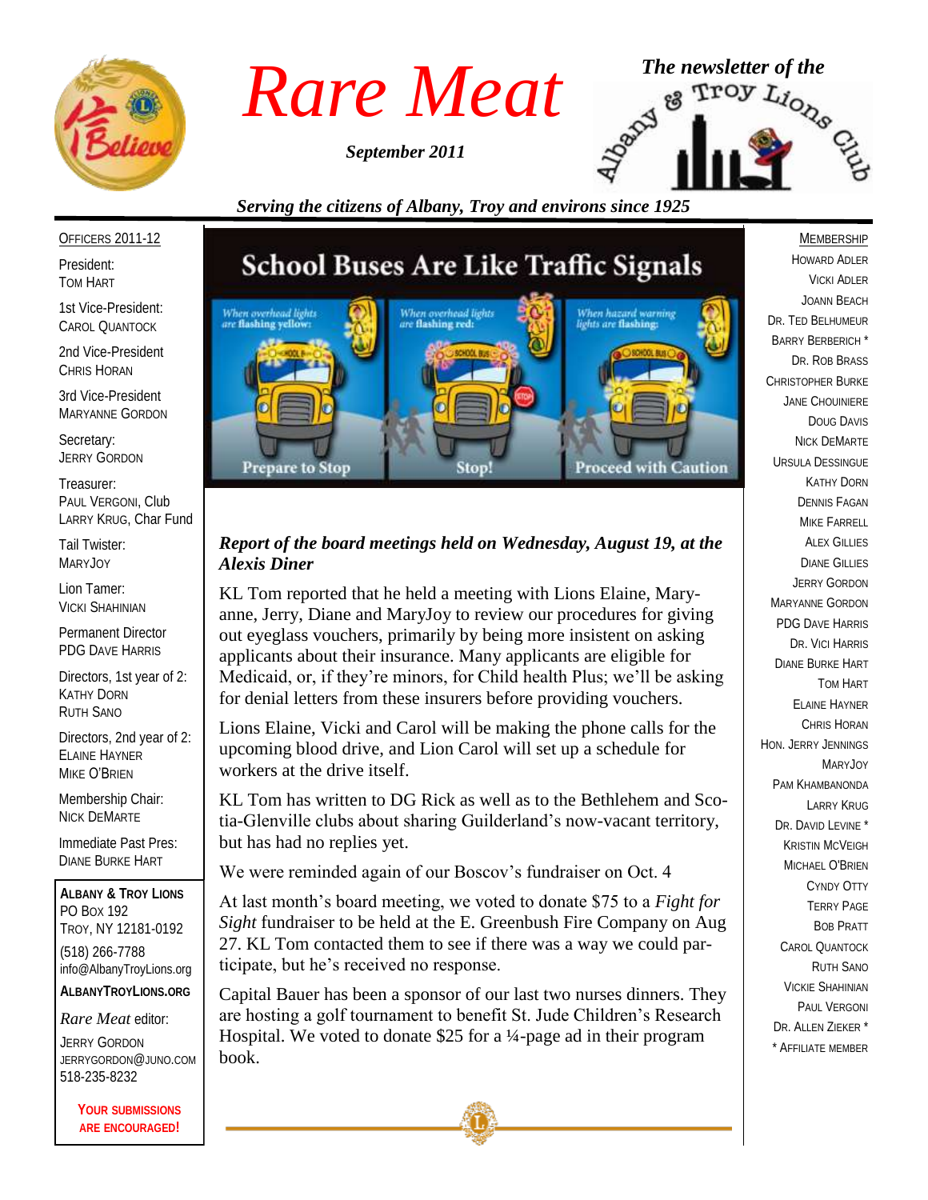# Rare Meat

*September 2011*

*The newsletter of the* Albany & Troy Lions Club

*Serving the citizens of Albany, Troy and environs since 1925*

OFFICERS 2011-12

President:
TOM HART

1st Vice-President:
CAROL QUANTOCK

2nd Vice-President
CHRIS HORAN

3rd Vice-President
MARYANNE GORDON

Secretary:
JERRY GORDON

Treasurer:
PAUL VERGONI, Club
LARRY KRUG, Char Fund

Tail Twister:
MARYJOY

Lion Tamer:
VICKI SHAHINIAN

Permanent Director
PDG DAVE HARRIS

Directors, 1st year of 2:
KATHY DORN
RUTH SANO

Directors, 2nd year of 2:
ELAINE HAYNER
MIKE O'BRIEN

Membership Chair:
NICK DEMARTE

Immediate Past Pres:
DIANE BURKE HART

**ALBANY & TROY LIONS**
PO BOX 192
TROY, NY 12181-0192

(518) 266-7788
info@AlbanyTroyLions.org

**ALBANYTROYLIONS.ORG**

*Rare Meat* editor:
JERRY GORDON
JERRYGORDON@JUNO.COM
518-235-8232

**YOUR SUBMISSIONS ARE ENCOURAGED!**

## School Buses Are Like Traffic Signals

When overhead lights are flashing yellow: Prepare to Stop

When overhead lights are flashing red: Stop!

When hazard warning lights are flashing: Proceed with Caution

### *Report of the board meetings held on Wednesday, August 19, at the Alexis Diner*

KL Tom reported that he held a meeting with Lions Elaine, Maryanne, Jerry, Diane and MaryJoy to review our procedures for giving out eyeglass vouchers, primarily by being more insistent on asking applicants about their insurance. Many applicants are eligible for Medicaid, or, if they're minors, for Child health Plus; we'll be asking for denial letters from these insurers before providing vouchers.

Lions Elaine, Vicki and Carol will be making the phone calls for the upcoming blood drive, and Lion Carol will set up a schedule for workers at the drive itself.

KL Tom has written to DG Rick as well as to the Bethlehem and Scotia-Glenville clubs about sharing Guilderland's now-vacant territory, but has had no replies yet.

We were reminded again of our Boscov's fundraiser on Oct. 4

At last month's board meeting, we voted to donate $75 to a *Fight for Sight* fundraiser to be held at the E. Greenbush Fire Company on Aug 27. KL Tom contacted them to see if there was a way we could participate, but he's received no response.

Capital Bauer has been a sponsor of our last two nurses dinners. They are hosting a golf tournament to benefit St. Jude Children's Research Hospital. We voted to donate $25 for a ¼-page ad in their program book.

MEMBERSHIP

HOWARD ADLER
VICKI ADLER
JOANN BEACH
DR. TED BELHUMEUR
BARRY BERBERICH *
DR. ROB BRASS
CHRISTOPHER BURKE
JANE CHOUINIERE
DOUG DAVIS
NICK DEMARTE
URSULA DESSINGUE
KATHY DORN
DENNIS FAGAN
MIKE FARRELL
ALEX GILLIES
DIANE GILLIES
JERRY GORDON
MARYANNE GORDON
PDG DAVE HARRIS
DR. VICI HARRIS
DIANE BURKE HART
TOM HART
ELAINE HAYNER
CHRIS HORAN
HON. JERRY JENNINGS
MARYJOY
PAM KHAMBANONDA
LARRY KRUG
DR. DAVID LEVINE *
KRISTIN MCVEIGH
MICHAEL O'BRIEN
CYNDY OTTY
TERRY PAGE
BOB PRATT
CAROL QUANTOCK
RUTH SANO
VICKIE SHAHINIAN
PAUL VERGONI
DR. ALLEN ZIEKER *
* AFFILIATE MEMBER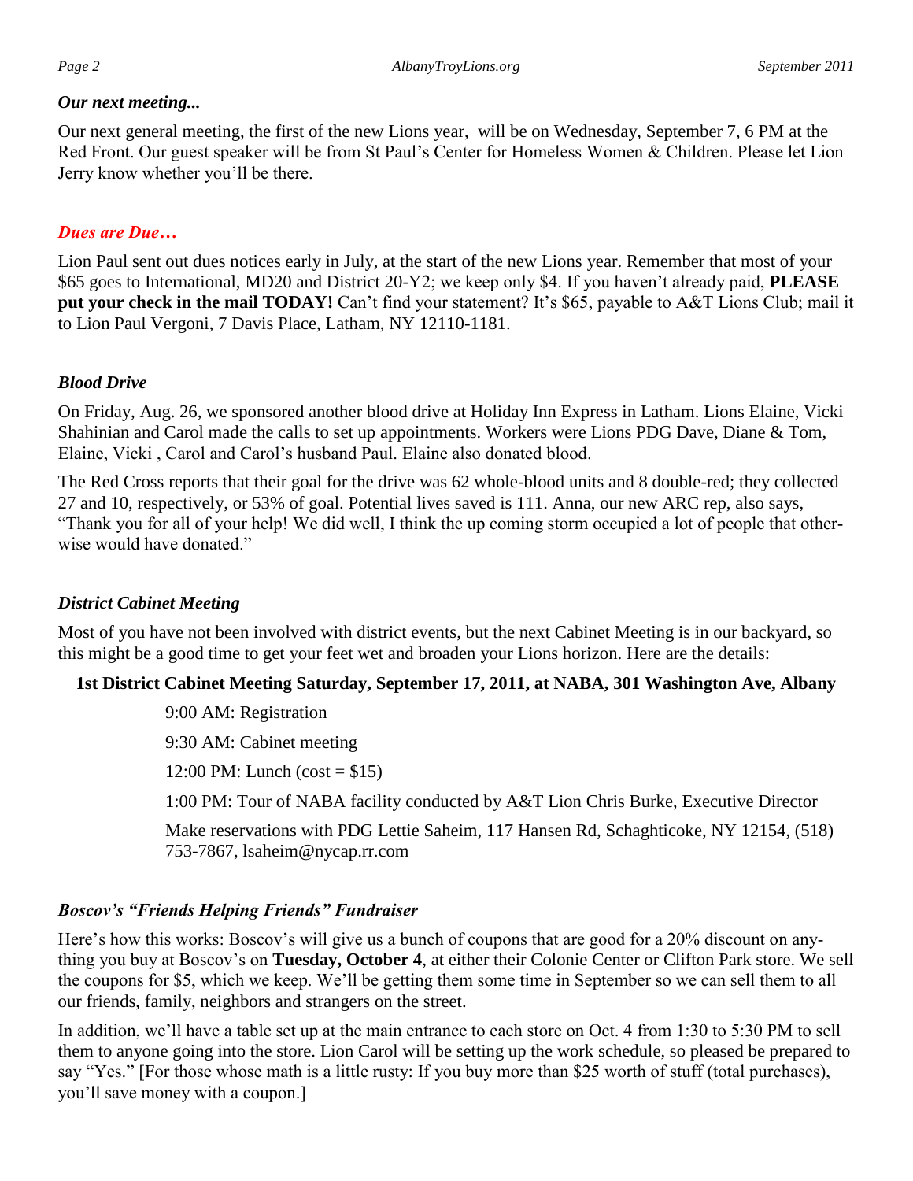### *Our next meeting...*

Our next general meeting, the first of the new Lions year, will be on Wednesday, September 7, 6 PM at the Red Front. Our guest speaker will be from St Paul's Center for Homeless Women & Children. Please let Lion Jerry know whether you'll be there.

### *Dues are Due…*

Lion Paul sent out dues notices early in July, at the start of the new Lions year. Remember that most of your $65 goes to International, MD20 and District 20-Y2; we keep only $4. If you haven't already paid, **PLEASE put your check in the mail TODAY!** Can't find your statement? It's $65, payable to A&T Lions Club; mail it to Lion Paul Vergoni, 7 Davis Place, Latham, NY 12110-1181.

### *Blood Drive*

On Friday, Aug. 26, we sponsored another blood drive at Holiday Inn Express in Latham. Lions Elaine, Vicki Shahinian and Carol made the calls to set up appointments. Workers were Lions PDG Dave, Diane & Tom, Elaine, Vicki , Carol and Carol's husband Paul. Elaine also donated blood.

The Red Cross reports that their goal for the drive was 62 whole-blood units and 8 double-red; they collected 27 and 10, respectively, or 53% of goal. Potential lives saved is 111. Anna, our new ARC rep, also says, "Thank you for all of your help! We did well, I think the up coming storm occupied a lot of people that otherwise would have donated."

### *District Cabinet Meeting*

Most of you have not been involved with district events, but the next Cabinet Meeting is in our backyard, so this might be a good time to get your feet wet and broaden your Lions horizon. Here are the details:

**1st District Cabinet Meeting Saturday, September 17, 2011, at NABA, 301 Washington Ave, Albany**

9:00 AM: Registration

9:30 AM: Cabinet meeting

12:00 PM: Lunch (cost = $15)

1:00 PM: Tour of NABA facility conducted by A&T Lion Chris Burke, Executive Director

Make reservations with PDG Lettie Saheim, 117 Hansen Rd, Schaghticoke, NY 12154, (518) 753-7867, lsaheim@nycap.rr.com

### *Boscov's "Friends Helping Friends" Fundraiser*

Here's how this works: Boscov's will give us a bunch of coupons that are good for a 20% discount on anything you buy at Boscov's on **Tuesday, October 4**, at either their Colonie Center or Clifton Park store. We sell the coupons for $5, which we keep. We'll be getting them some time in September so we can sell them to all our friends, family, neighbors and strangers on the street.

In addition, we'll have a table set up at the main entrance to each store on Oct. 4 from 1:30 to 5:30 PM to sell them to anyone going into the store. Lion Carol will be setting up the work schedule, so pleased be prepared to say "Yes." [For those whose math is a little rusty: If you buy more than $25 worth of stuff (total purchases), you'll save money with a coupon.]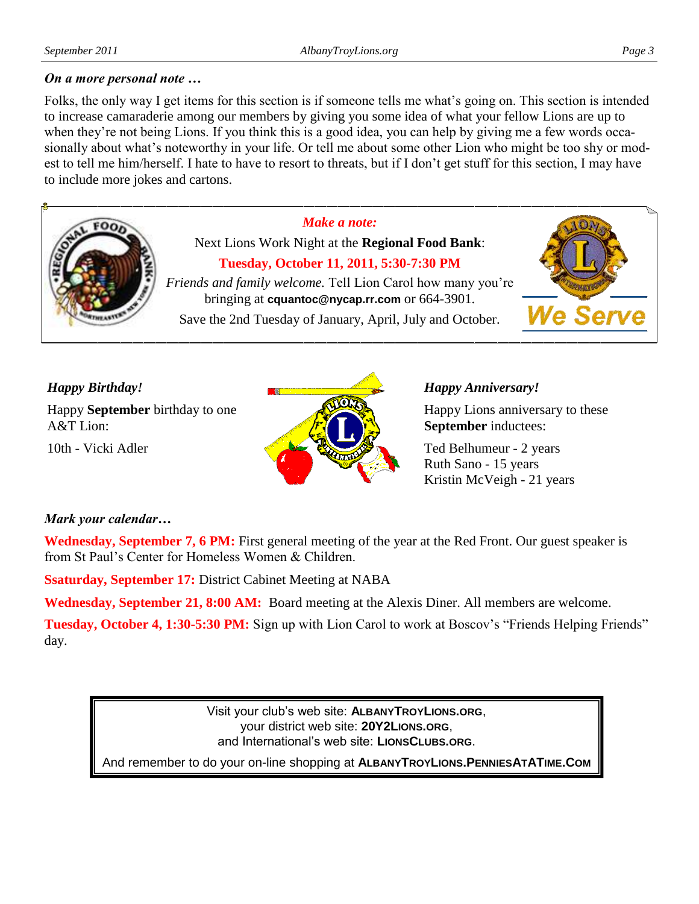### *On a more personal note …*

Folks, the only way I get items for this section is if someone tells me what's going on. This section is intended to increase camaraderie among our members by giving you some idea of what your fellow Lions are up to when they're not being Lions. If you think this is a good idea, you can help by giving me a few words occasionally about what's noteworthy in your life. Or tell me about some other Lion who might be too shy or modest to tell me him/herself. I hate to have to resort to threats, but if I don't get stuff for this section, I may have to include more jokes and cartons.

*Make a note:*

Next Lions Work Night at the **Regional Food Bank**:

**Tuesday, October 11, 2011, 5:30-7:30 PM**

*Friends and family welcome.* Tell Lion Carol how many you're bringing at **cquantoc@nycap.rr.com** or 664-3901.

Save the 2nd Tuesday of January, April, July and October.

### *Happy Birthday!*

Happy **September** birthday to one A&T Lion:

10th - Vicki Adler

### *Happy Anniversary!*

Happy Lions anniversary to these **September** inductees:

Ted Belhumeur - 2 years
Ruth Sano - 15 years
Kristin McVeigh - 21 years

### *Mark your calendar…*

**Wednesday, September 7, 6 PM:** First general meeting of the year at the Red Front. Our guest speaker is from St Paul's Center for Homeless Women & Children.

**Ssaturday, September 17:** District Cabinet Meeting at NABA

**Wednesday, September 21, 8:00 AM:** Board meeting at the Alexis Diner. All members are welcome.

**Tuesday, October 4, 1:30-5:30 PM:** Sign up with Lion Carol to work at Boscov's "Friends Helping Friends" day.

Visit your club's web site: **AlbanyTroyLions.org**,
your district web site: **20Y2Lions.org**,
and International's web site: **LionsClubs.org**.

And remember to do your on-line shopping at **AlbanyTroyLions.PenniesAtATime.Com**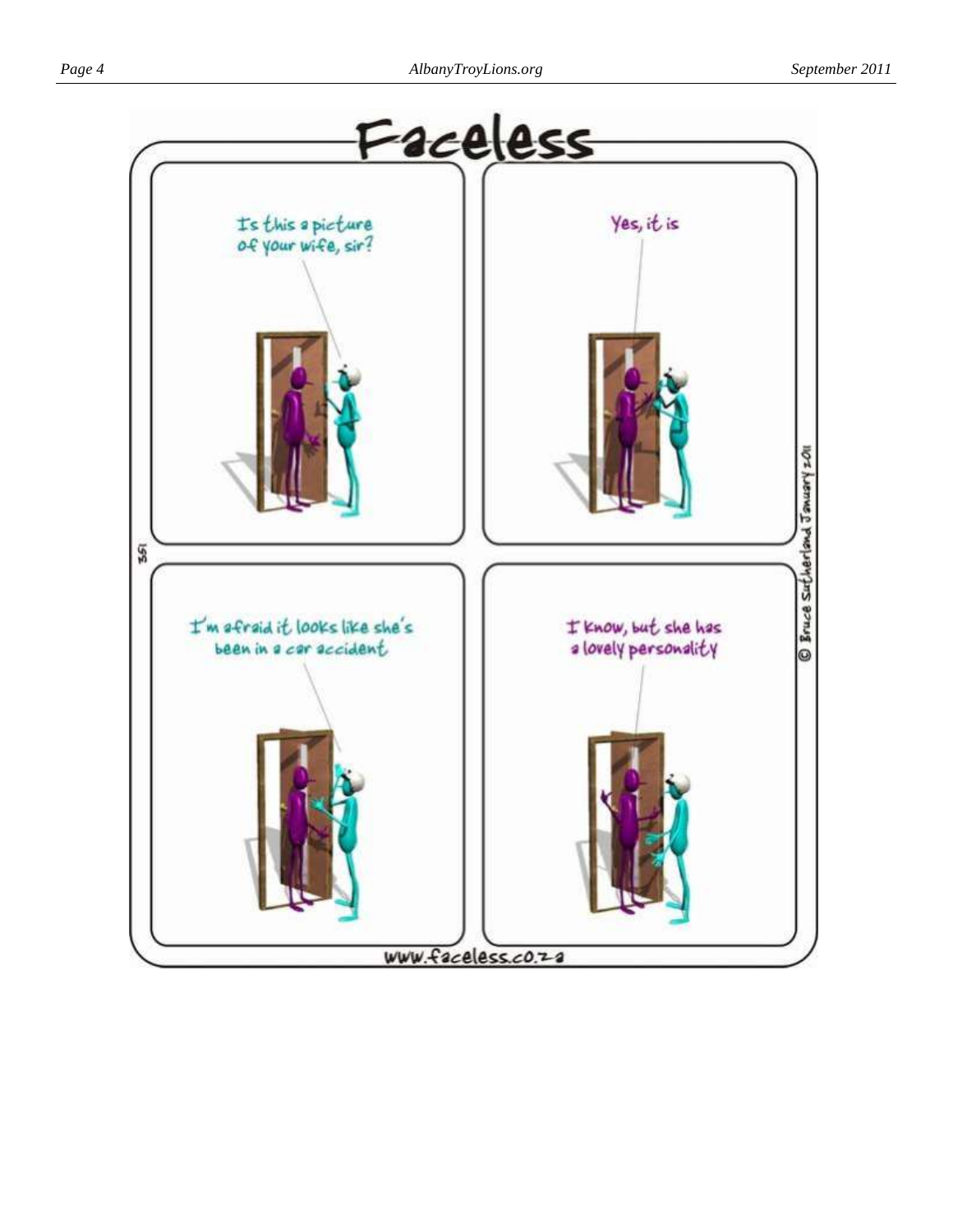# Faceless

Is this a picture of your wife, sir?

Yes, it is

I'm afraid it looks like she's been in a car accident

I know, but she has a lovely personality

351

© Bruce Sutherland January 2011

www.faceless.co.za